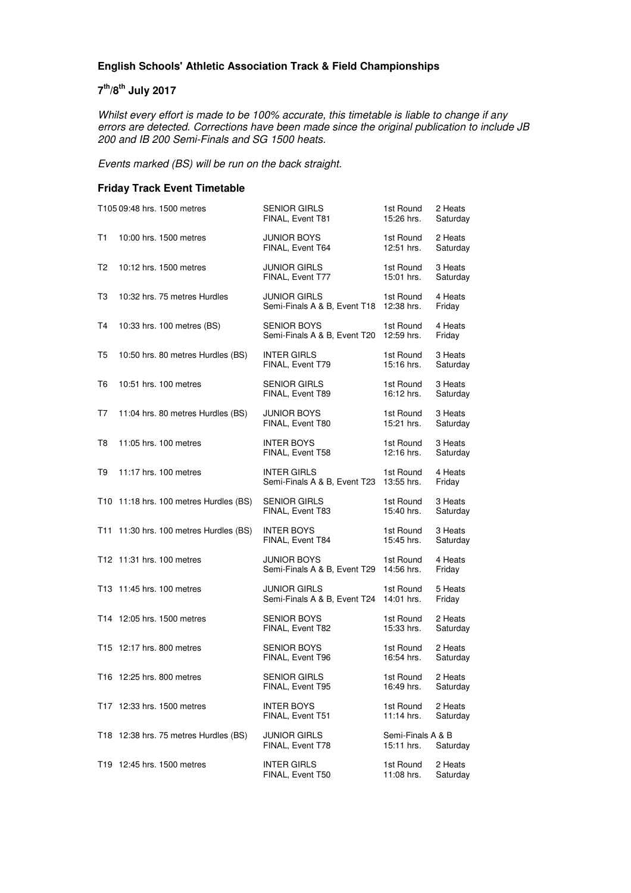**English Schools' Athletic Association Track & Field Championships**

**7th/8th July 2017**

*Whilst every effort is made to be 100% accurate, this timetable is liable to change if any errors are detected. Corrections have been made since the original publication to include JB 200 and IB 200 Semi-Finals and SG 1500 heats.*

*Events marked (BS) will be run on the back straight.*

### Friday Track Event Timetable

| Event | Time | Distance | Category / Next Round | Round / Time | Heats / Day |
|---|---|---|---|---|---|
| T105 | 09:48 hrs. | 1500 metres | SENIOR GIRLS<br>FINAL, Event T81 | 1st Round<br>15:26 hrs. | 2 Heats<br>Saturday |
| T1 | 10:00 hrs. | 1500 metres | JUNIOR BOYS<br>FINAL, Event T64 | 1st Round<br>12:51 hrs. | 2 Heats<br>Saturday |
| T2 | 10:12 hrs. | 1500 metres | JUNIOR GIRLS<br>FINAL, Event T77 | 1st Round<br>15:01 hrs. | 3 Heats<br>Saturday |
| T3 | 10:32 hrs. | 75 metres Hurdles | JUNIOR GIRLS<br>Semi-Finals A & B, Event T18 | 1st Round<br>12:38 hrs. | 4 Heats<br>Friday |
| T4 | 10:33 hrs. | 100 metres (BS) | SENIOR BOYS<br>Semi-Finals A & B, Event T20 | 1st Round<br>12:59 hrs. | 4 Heats<br>Friday |
| T5 | 10:50 hrs. | 80 metres Hurdles (BS) | INTER GIRLS<br>FINAL, Event T79 | 1st Round<br>15:16 hrs. | 3 Heats<br>Saturday |
| T6 | 10:51 hrs. | 100 metres | SENIOR GIRLS<br>FINAL, Event T89 | 1st Round<br>16:12 hrs. | 3 Heats<br>Saturday |
| T7 | 11:04 hrs. | 80 metres Hurdles (BS) | JUNIOR BOYS<br>FINAL, Event T80 | 1st Round<br>15:21 hrs. | 3 Heats<br>Saturday |
| T8 | 11:05 hrs. | 100 metres | INTER BOYS<br>FINAL, Event T58 | 1st Round<br>12:16 hrs. | 3 Heats<br>Saturday |
| T9 | 11:17 hrs. | 100 metres | INTER GIRLS<br>Semi-Finals A & B, Event T23 | 1st Round<br>13:55 hrs. | 4 Heats<br>Friday |
| T10 | 11:18 hrs. | 100 metres Hurdles (BS) | SENIOR GIRLS<br>FINAL, Event T83 | 1st Round<br>15:40 hrs. | 3 Heats<br>Saturday |
| T11 | 11:30 hrs. | 100 metres Hurdles (BS) | INTER BOYS<br>FINAL, Event T84 | 1st Round<br>15:45 hrs. | 3 Heats<br>Saturday |
| T12 | 11:31 hrs. | 100 metres | JUNIOR BOYS<br>Semi-Finals A & B, Event T29 | 1st Round<br>14:56 hrs. | 4 Heats<br>Friday |
| T13 | 11:45 hrs. | 100 metres | JUNIOR GIRLS<br>Semi-Finals A & B, Event T24 | 1st Round<br>14:01 hrs. | 5 Heats<br>Friday |
| T14 | 12:05 hrs. | 1500 metres | SENIOR BOYS<br>FINAL, Event T82 | 1st Round<br>15:33 hrs. | 2 Heats<br>Saturday |
| T15 | 12:17 hrs. | 800 metres | SENIOR BOYS<br>FINAL, Event T96 | 1st Round<br>16:54 hrs. | 2 Heats<br>Saturday |
| T16 | 12:25 hrs. | 800 metres | SENIOR GIRLS<br>FINAL, Event T95 | 1st Round<br>16:49 hrs. | 2 Heats<br>Saturday |
| T17 | 12:33 hrs. | 1500 metres | INTER BOYS<br>FINAL, Event T51 | 1st Round<br>11:14 hrs. | 2 Heats<br>Saturday |
| T18 | 12:38 hrs. | 75 metres Hurdles (BS) | JUNIOR GIRLS<br>FINAL, Event T78 | Semi-Finals A & B<br>15:11 hrs. | <br>Saturday |
| T19 | 12:45 hrs. | 1500 metres | INTER GIRLS<br>FINAL, Event T50 | 1st Round<br>11:08 hrs. | 2 Heats<br>Saturday |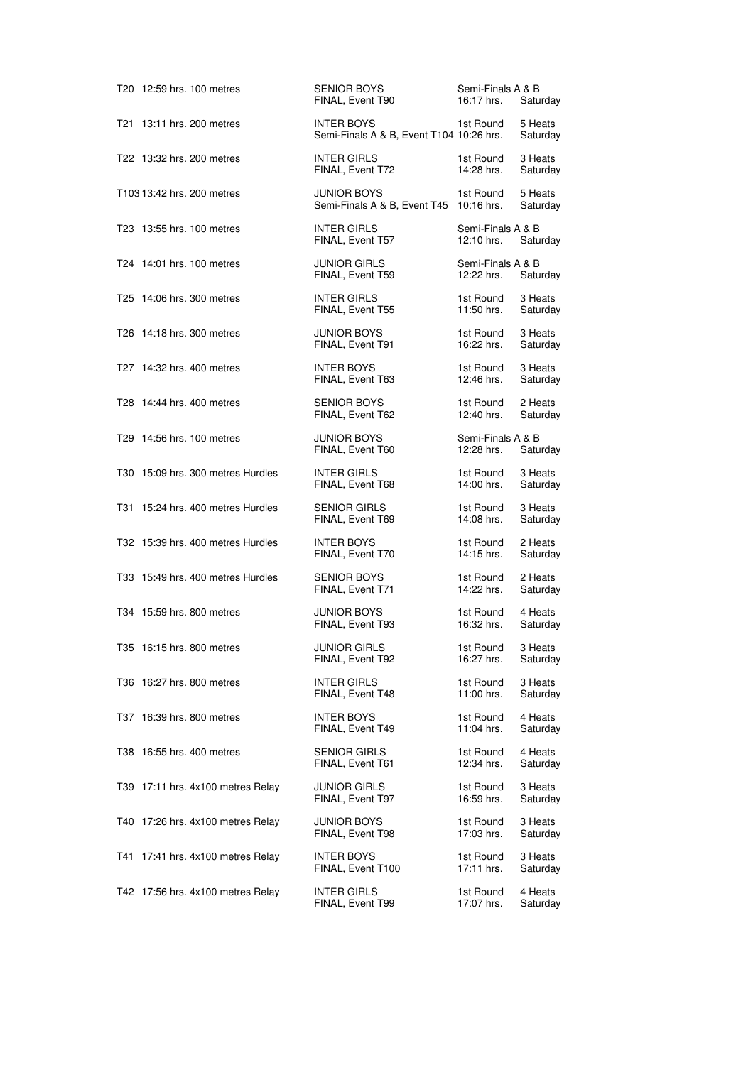| Event | Time | Distance | Category / Next Round | Round / Time | Heats / Day |
|---|---|---|---|---|---|
| T20 | 12:59 hrs. | 100 metres | SENIOR BOYS<br>FINAL, Event T90 | Semi-Finals A & B<br>16:17 hrs. | Saturday |
| T21 | 13:11 hrs. | 200 metres | INTER BOYS<br>Semi-Finals A & B, Event T104 | 1st Round<br>10:26 hrs. | 5 Heats<br>Saturday |
| T22 | 13:32 hrs. | 200 metres | INTER GIRLS<br>FINAL, Event T72 | 1st Round<br>14:28 hrs. | 3 Heats<br>Saturday |
| T103 | 13:42 hrs. | 200 metres | JUNIOR BOYS<br>Semi-Finals A & B, Event T45 | 1st Round<br>10:16 hrs. | 5 Heats<br>Saturday |
| T23 | 13:55 hrs. | 100 metres | INTER GIRLS<br>FINAL, Event T57 | Semi-Finals A & B<br>12:10 hrs. | Saturday |
| T24 | 14:01 hrs. | 100 metres | JUNIOR GIRLS<br>FINAL, Event T59 | Semi-Finals A & B<br>12:22 hrs. | Saturday |
| T25 | 14:06 hrs. | 300 metres | INTER GIRLS<br>FINAL, Event T55 | 1st Round<br>11:50 hrs. | 3 Heats<br>Saturday |
| T26 | 14:18 hrs. | 300 metres | JUNIOR BOYS<br>FINAL, Event T91 | 1st Round<br>16:22 hrs. | 3 Heats<br>Saturday |
| T27 | 14:32 hrs. | 400 metres | INTER BOYS<br>FINAL, Event T63 | 1st Round<br>12:46 hrs. | 3 Heats<br>Saturday |
| T28 | 14:44 hrs. | 400 metres | SENIOR BOYS<br>FINAL, Event T62 | 1st Round<br>12:40 hrs. | 2 Heats<br>Saturday |
| T29 | 14:56 hrs. | 100 metres | JUNIOR BOYS<br>FINAL, Event T60 | Semi-Finals A & B<br>12:28 hrs. | Saturday |
| T30 | 15:09 hrs. | 300 metres Hurdles | INTER GIRLS<br>FINAL, Event T68 | 1st Round<br>14:00 hrs. | 3 Heats<br>Saturday |
| T31 | 15:24 hrs. | 400 metres Hurdles | SENIOR GIRLS<br>FINAL, Event T69 | 1st Round<br>14:08 hrs. | 3 Heats<br>Saturday |
| T32 | 15:39 hrs. | 400 metres Hurdles | INTER BOYS<br>FINAL, Event T70 | 1st Round<br>14:15 hrs. | 2 Heats<br>Saturday |
| T33 | 15:49 hrs. | 400 metres Hurdles | SENIOR BOYS<br>FINAL, Event T71 | 1st Round<br>14:22 hrs. | 2 Heats<br>Saturday |
| T34 | 15:59 hrs. | 800 metres | JUNIOR BOYS<br>FINAL, Event T93 | 1st Round<br>16:32 hrs. | 4 Heats<br>Saturday |
| T35 | 16:15 hrs. | 800 metres | JUNIOR GIRLS<br>FINAL, Event T92 | 1st Round<br>16:27 hrs. | 3 Heats<br>Saturday |
| T36 | 16:27 hrs. | 800 metres | INTER GIRLS<br>FINAL, Event T48 | 1st Round<br>11:00 hrs. | 3 Heats<br>Saturday |
| T37 | 16:39 hrs. | 800 metres | INTER BOYS<br>FINAL, Event T49 | 1st Round<br>11:04 hrs. | 4 Heats<br>Saturday |
| T38 | 16:55 hrs. | 400 metres | SENIOR GIRLS<br>FINAL, Event T61 | 1st Round<br>12:34 hrs. | 4 Heats<br>Saturday |
| T39 | 17:11 hrs. | 4x100 metres Relay | JUNIOR GIRLS<br>FINAL, Event T97 | 1st Round<br>16:59 hrs. | 3 Heats<br>Saturday |
| T40 | 17:26 hrs. | 4x100 metres Relay | JUNIOR BOYS<br>FINAL, Event T98 | 1st Round<br>17:03 hrs. | 3 Heats<br>Saturday |
| T41 | 17:41 hrs. | 4x100 metres Relay | INTER BOYS<br>FINAL, Event T100 | 1st Round<br>17:11 hrs. | 3 Heats<br>Saturday |
| T42 | 17:56 hrs. | 4x100 metres Relay | INTER GIRLS<br>FINAL, Event T99 | 1st Round<br>17:07 hrs. | 4 Heats<br>Saturday |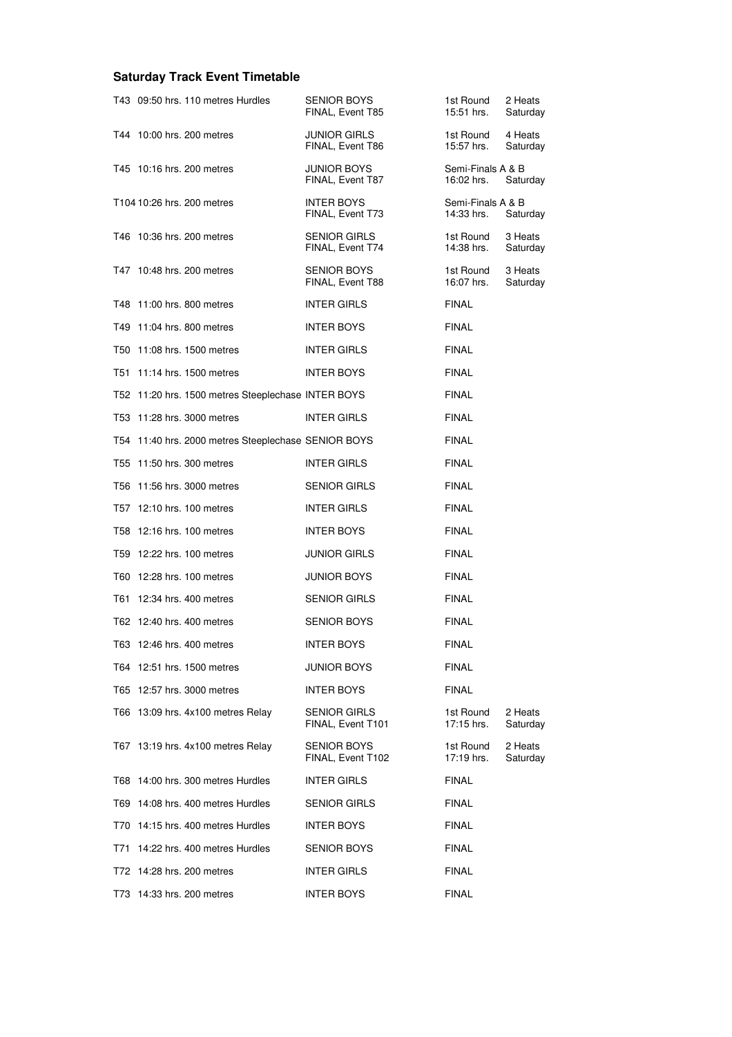## Saturday Track Event Timetable

| Event | Time | Distance | Category | Round | Details |
|---|---|---|---|---|---|
| T43 | 09:50 hrs. | 110 metres Hurdles | SENIOR BOYS<br>FINAL, Event T85 | 1st Round<br>15:51 hrs. | 2 Heats<br>Saturday |
| T44 | 10:00 hrs. | 200 metres | JUNIOR GIRLS<br>FINAL, Event T86 | 1st Round<br>15:57 hrs. | 4 Heats<br>Saturday |
| T45 | 10:16 hrs. | 200 metres | JUNIOR BOYS<br>FINAL, Event T87 | Semi-Finals A & B<br>16:02 hrs. | <br>Saturday |
| T104 | 10:26 hrs. | 200 metres | INTER BOYS<br>FINAL, Event T73 | Semi-Finals A & B<br>14:33 hrs. | <br>Saturday |
| T46 | 10:36 hrs. | 200 metres | SENIOR GIRLS<br>FINAL, Event T74 | 1st Round<br>14:38 hrs. | 3 Heats<br>Saturday |
| T47 | 10:48 hrs. | 200 metres | SENIOR BOYS<br>FINAL, Event T88 | 1st Round<br>16:07 hrs. | 3 Heats<br>Saturday |
| T48 | 11:00 hrs. | 800 metres | INTER GIRLS | FINAL | |
| T49 | 11:04 hrs. | 800 metres | INTER BOYS | FINAL | |
| T50 | 11:08 hrs. | 1500 metres | INTER GIRLS | FINAL | |
| T51 | 11:14 hrs. | 1500 metres | INTER BOYS | FINAL | |
| T52 | 11:20 hrs. | 1500 metres Steeplechase | INTER BOYS | FINAL | |
| T53 | 11:28 hrs. | 3000 metres | INTER GIRLS | FINAL | |
| T54 | 11:40 hrs. | 2000 metres Steeplechase | SENIOR BOYS | FINAL | |
| T55 | 11:50 hrs. | 300 metres | INTER GIRLS | FINAL | |
| T56 | 11:56 hrs. | 3000 metres | SENIOR GIRLS | FINAL | |
| T57 | 12:10 hrs. | 100 metres | INTER GIRLS | FINAL | |
| T58 | 12:16 hrs. | 100 metres | INTER BOYS | FINAL | |
| T59 | 12:22 hrs. | 100 metres | JUNIOR GIRLS | FINAL | |
| T60 | 12:28 hrs. | 100 metres | JUNIOR BOYS | FINAL | |
| T61 | 12:34 hrs. | 400 metres | SENIOR GIRLS | FINAL | |
| T62 | 12:40 hrs. | 400 metres | SENIOR BOYS | FINAL | |
| T63 | 12:46 hrs. | 400 metres | INTER BOYS | FINAL | |
| T64 | 12:51 hrs. | 1500 metres | JUNIOR BOYS | FINAL | |
| T65 | 12:57 hrs. | 3000 metres | INTER BOYS | FINAL | |
| T66 | 13:09 hrs. | 4x100 metres Relay | SENIOR GIRLS<br>FINAL, Event T101 | 1st Round<br>17:15 hrs. | 2 Heats<br>Saturday |
| T67 | 13:19 hrs. | 4x100 metres Relay | SENIOR BOYS<br>FINAL, Event T102 | 1st Round<br>17:19 hrs. | 2 Heats<br>Saturday |
| T68 | 14:00 hrs. | 300 metres Hurdles | INTER GIRLS | FINAL | |
| T69 | 14:08 hrs. | 400 metres Hurdles | SENIOR GIRLS | FINAL | |
| T70 | 14:15 hrs. | 400 metres Hurdles | INTER BOYS | FINAL | |
| T71 | 14:22 hrs. | 400 metres Hurdles | SENIOR BOYS | FINAL | |
| T72 | 14:28 hrs. | 200 metres | INTER GIRLS | FINAL | |
| T73 | 14:33 hrs. | 200 metres | INTER BOYS | FINAL | |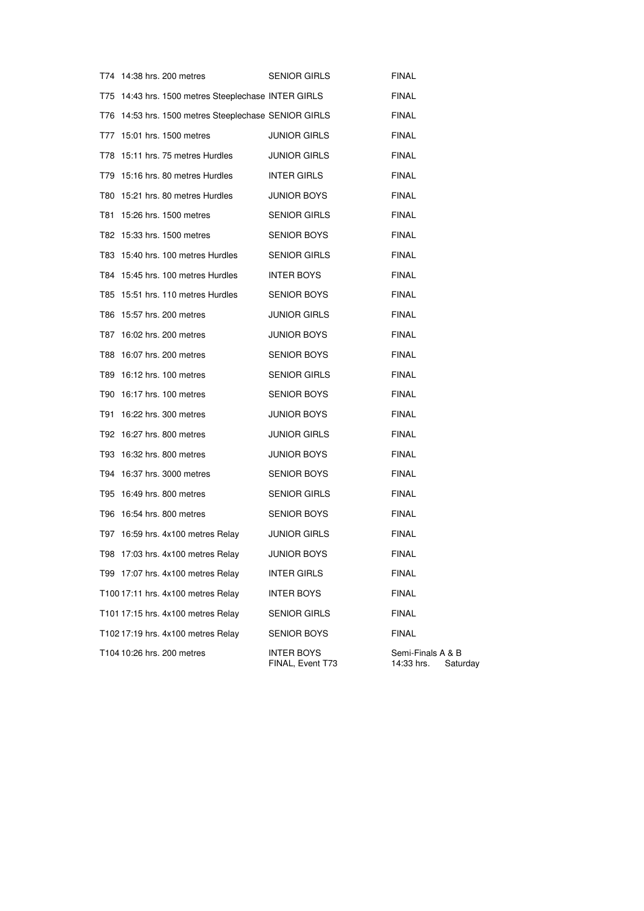| Event | Time | Event Name | Category | Round |
|---|---|---|---|---|
| T74 | 14:38 hrs. | 200 metres | SENIOR GIRLS | FINAL |
| T75 | 14:43 hrs. | 1500 metres Steeplechase | INTER GIRLS | FINAL |
| T76 | 14:53 hrs. | 1500 metres Steeplechase | SENIOR GIRLS | FINAL |
| T77 | 15:01 hrs. | 1500 metres | JUNIOR GIRLS | FINAL |
| T78 | 15:11 hrs. | 75 metres Hurdles | JUNIOR GIRLS | FINAL |
| T79 | 15:16 hrs. | 80 metres Hurdles | INTER GIRLS | FINAL |
| T80 | 15:21 hrs. | 80 metres Hurdles | JUNIOR BOYS | FINAL |
| T81 | 15:26 hrs. | 1500 metres | SENIOR GIRLS | FINAL |
| T82 | 15:33 hrs. | 1500 metres | SENIOR BOYS | FINAL |
| T83 | 15:40 hrs. | 100 metres Hurdles | SENIOR GIRLS | FINAL |
| T84 | 15:45 hrs. | 100 metres Hurdles | INTER BOYS | FINAL |
| T85 | 15:51 hrs. | 110 metres Hurdles | SENIOR BOYS | FINAL |
| T86 | 15:57 hrs. | 200 metres | JUNIOR GIRLS | FINAL |
| T87 | 16:02 hrs. | 200 metres | JUNIOR BOYS | FINAL |
| T88 | 16:07 hrs. | 200 metres | SENIOR BOYS | FINAL |
| T89 | 16:12 hrs. | 100 metres | SENIOR GIRLS | FINAL |
| T90 | 16:17 hrs. | 100 metres | SENIOR BOYS | FINAL |
| T91 | 16:22 hrs. | 300 metres | JUNIOR BOYS | FINAL |
| T92 | 16:27 hrs. | 800 metres | JUNIOR GIRLS | FINAL |
| T93 | 16:32 hrs. | 800 metres | JUNIOR BOYS | FINAL |
| T94 | 16:37 hrs. | 3000 metres | SENIOR BOYS | FINAL |
| T95 | 16:49 hrs. | 800 metres | SENIOR GIRLS | FINAL |
| T96 | 16:54 hrs. | 800 metres | SENIOR BOYS | FINAL |
| T97 | 16:59 hrs. | 4x100 metres Relay | JUNIOR GIRLS | FINAL |
| T98 | 17:03 hrs. | 4x100 metres Relay | JUNIOR BOYS | FINAL |
| T99 | 17:07 hrs. | 4x100 metres Relay | INTER GIRLS | FINAL |
| T100 | 17:11 hrs. | 4x100 metres Relay | INTER BOYS | FINAL |
| T101 | 17:15 hrs. | 4x100 metres Relay | SENIOR GIRLS | FINAL |
| T102 | 17:19 hrs. | 4x100 metres Relay | SENIOR BOYS | FINAL |
| T104 | 10:26 hrs. | 200 metres | INTER BOYS<br>FINAL, Event T73 | Semi-Finals A & B<br>14:33 hrs. Saturday |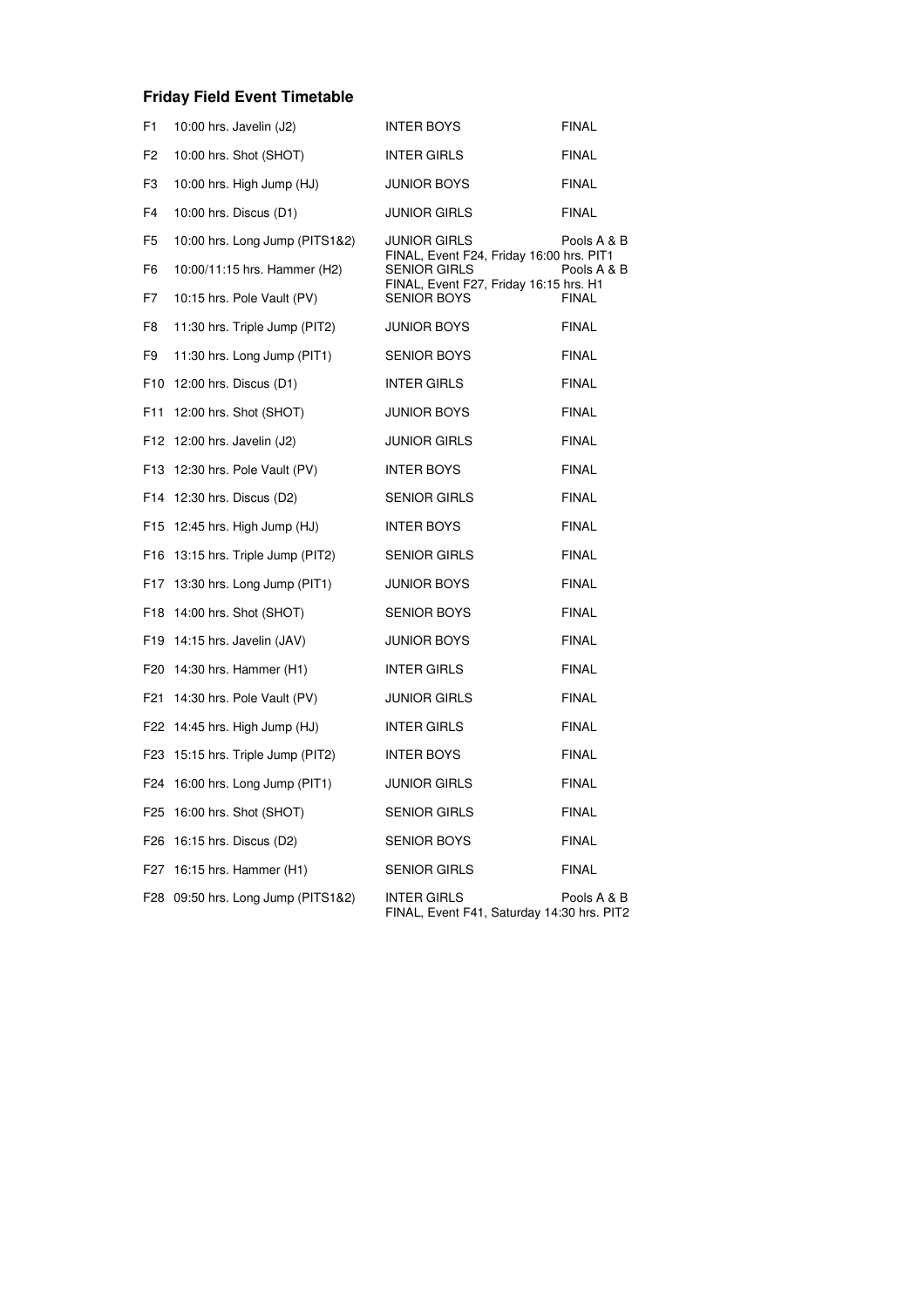### Friday Field Event Timetable

| | | | |
|---|---|---|---|
| F1 | 10:00 hrs. Javelin (J2) | INTER BOYS | FINAL |
| F2 | 10:00 hrs. Shot (SHOT) | INTER GIRLS | FINAL |
| F3 | 10:00 hrs. High Jump (HJ) | JUNIOR BOYS | FINAL |
| F4 | 10:00 hrs. Discus (D1) | JUNIOR GIRLS | FINAL |
| F5 | 10:00 hrs. Long Jump (PITS1&2) | JUNIOR GIRLS<br>FINAL, Event F24, Friday 16:00 hrs. PIT1 | Pools A & B |
| F6 | 10:00/11:15 hrs. Hammer (H2) | SENIOR GIRLS<br>FINAL, Event F27, Friday 16:15 hrs. H1 | Pools A & B |
| F7 | 10:15 hrs. Pole Vault (PV) | SENIOR BOYS | FINAL |
| F8 | 11:30 hrs. Triple Jump (PIT2) | JUNIOR BOYS | FINAL |
| F9 | 11:30 hrs. Long Jump (PIT1) | SENIOR BOYS | FINAL |
| F10 | 12:00 hrs. Discus (D1) | INTER GIRLS | FINAL |
| F11 | 12:00 hrs. Shot (SHOT) | JUNIOR BOYS | FINAL |
| F12 | 12:00 hrs. Javelin (J2) | JUNIOR GIRLS | FINAL |
| F13 | 12:30 hrs. Pole Vault (PV) | INTER BOYS | FINAL |
| F14 | 12:30 hrs. Discus (D2) | SENIOR GIRLS | FINAL |
| F15 | 12:45 hrs. High Jump (HJ) | INTER BOYS | FINAL |
| F16 | 13:15 hrs. Triple Jump (PIT2) | SENIOR GIRLS | FINAL |
| F17 | 13:30 hrs. Long Jump (PIT1) | JUNIOR BOYS | FINAL |
| F18 | 14:00 hrs. Shot (SHOT) | SENIOR BOYS | FINAL |
| F19 | 14:15 hrs. Javelin (JAV) | JUNIOR BOYS | FINAL |
| F20 | 14:30 hrs. Hammer (H1) | INTER GIRLS | FINAL |
| F21 | 14:30 hrs. Pole Vault (PV) | JUNIOR GIRLS | FINAL |
| F22 | 14:45 hrs. High Jump (HJ) | INTER GIRLS | FINAL |
| F23 | 15:15 hrs. Triple Jump (PIT2) | INTER BOYS | FINAL |
| F24 | 16:00 hrs. Long Jump (PIT1) | JUNIOR GIRLS | FINAL |
| F25 | 16:00 hrs. Shot (SHOT) | SENIOR GIRLS | FINAL |
| F26 | 16:15 hrs. Discus (D2) | SENIOR BOYS | FINAL |
| F27 | 16:15 hrs. Hammer (H1) | SENIOR GIRLS | FINAL |
| F28 | 09:50 hrs. Long Jump (PITS1&2) | INTER GIRLS<br>FINAL, Event F41, Saturday 14:30 hrs. PIT2 | Pools A & B |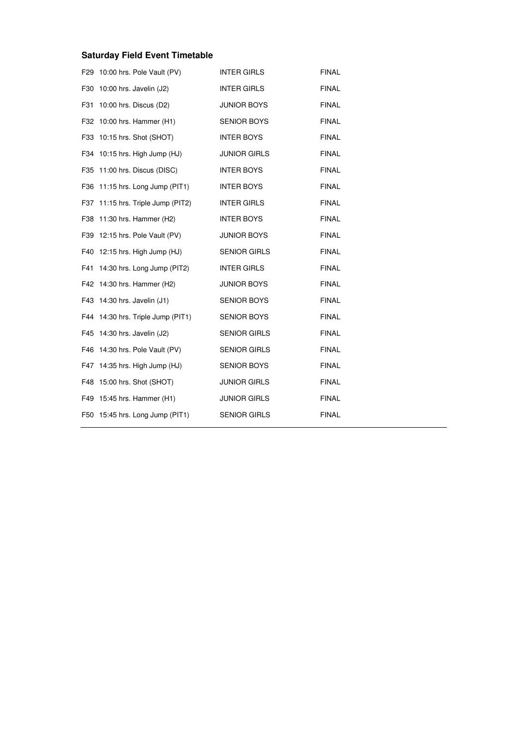### Saturday Field Event Timetable

| | | | |
|---|---|---|---|
| F29 | 10:00 hrs. Pole Vault (PV) | INTER GIRLS | FINAL |
| F30 | 10:00 hrs. Javelin (J2) | INTER GIRLS | FINAL |
| F31 | 10:00 hrs. Discus (D2) | JUNIOR BOYS | FINAL |
| F32 | 10:00 hrs. Hammer (H1) | SENIOR BOYS | FINAL |
| F33 | 10:15 hrs. Shot (SHOT) | INTER BOYS | FINAL |
| F34 | 10:15 hrs. High Jump (HJ) | JUNIOR GIRLS | FINAL |
| F35 | 11:00 hrs. Discus (DISC) | INTER BOYS | FINAL |
| F36 | 11:15 hrs. Long Jump (PIT1) | INTER BOYS | FINAL |
| F37 | 11:15 hrs. Triple Jump (PIT2) | INTER GIRLS | FINAL |
| F38 | 11:30 hrs. Hammer (H2) | INTER BOYS | FINAL |
| F39 | 12:15 hrs. Pole Vault (PV) | JUNIOR BOYS | FINAL |
| F40 | 12:15 hrs. High Jump (HJ) | SENIOR GIRLS | FINAL |
| F41 | 14:30 hrs. Long Jump (PIT2) | INTER GIRLS | FINAL |
| F42 | 14:30 hrs. Hammer (H2) | JUNIOR BOYS | FINAL |
| F43 | 14:30 hrs. Javelin (J1) | SENIOR BOYS | FINAL |
| F44 | 14:30 hrs. Triple Jump (PIT1) | SENIOR BOYS | FINAL |
| F45 | 14:30 hrs. Javelin (J2) | SENIOR GIRLS | FINAL |
| F46 | 14:30 hrs. Pole Vault (PV) | SENIOR GIRLS | FINAL |
| F47 | 14:35 hrs. High Jump (HJ) | SENIOR BOYS | FINAL |
| F48 | 15:00 hrs. Shot (SHOT) | JUNIOR GIRLS | FINAL |
| F49 | 15:45 hrs. Hammer (H1) | JUNIOR GIRLS | FINAL |
| F50 | 15:45 hrs. Long Jump (PIT1) | SENIOR GIRLS | FINAL |